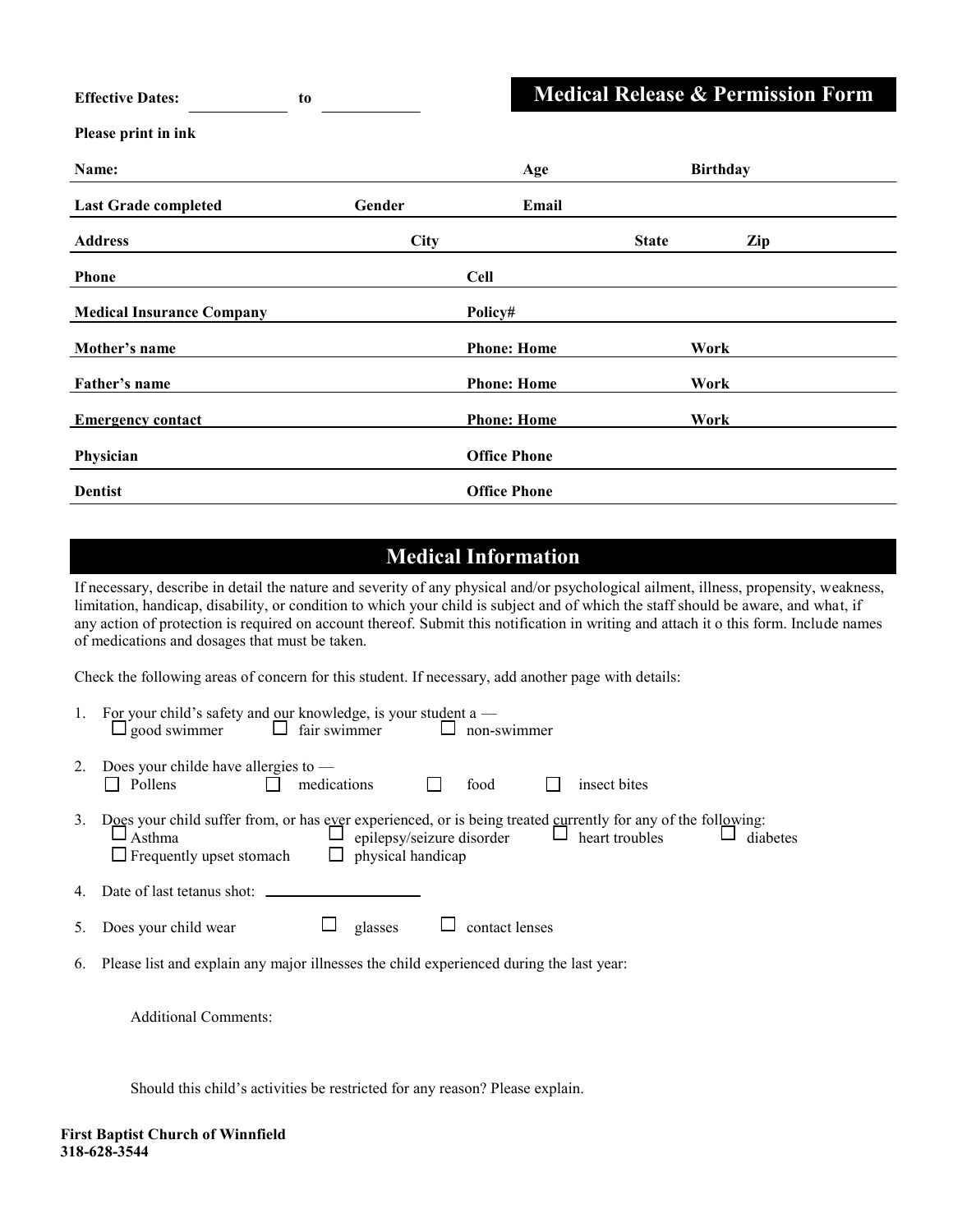**Effective Dates:** ____________ **to** ____________

# Medical Release & Permission Form

**Please print in ink**

**Name:** **Age** **Birthday**

**Last Grade completed** **Gender** **Email**

**Address** **City** **State** **Zip**

**Phone** **Cell**

**Medical Insurance Company** **Policy#**

**Mother's name** **Phone: Home** **Work**

**Father's name** **Phone: Home** **Work**

**Emergency contact** **Phone: Home** **Work**

**Physician** **Office Phone**

**Dentist** **Office Phone**

## Medical Information

If necessary, describe in detail the nature and severity of any physical and/or psychological ailment, illness, propensity, weakness, limitation, handicap, disability, or condition to which your child is subject and of which the staff should be aware, and what, if any action of protection is required on account thereof. Submit this notification in writing and attach it o this form. Include names of medications and dosages that must be taken.

Check the following areas of concern for this student. If necessary, add another page with details:

1. For your child's safety and our knowledge, is your student a —
   ☐ good swimmer ☐ fair swimmer ☐ non-swimmer

2. Does your childe have allergies to —
   ☐ Pollens ☐ medications ☐ food ☐ insect bites

3. Does your child suffer from, or has ever experienced, or is being treated currently for any of the following:
   ☐ Asthma ☐ epilepsy/seizure disorder ☐ heart troubles ☐ diabetes
   ☐ Frequently upset stomach ☐ physical handicap

4. Date of last tetanus shot: ____________________

5. Does your child wear ☐ glasses ☐ contact lenses

6. Please list and explain any major illnesses the child experienced during the last year:

   Additional Comments:

   Should this child's activities be restricted for any reason? Please explain.

**First Baptist Church of Winnfield**
**318-628-3544**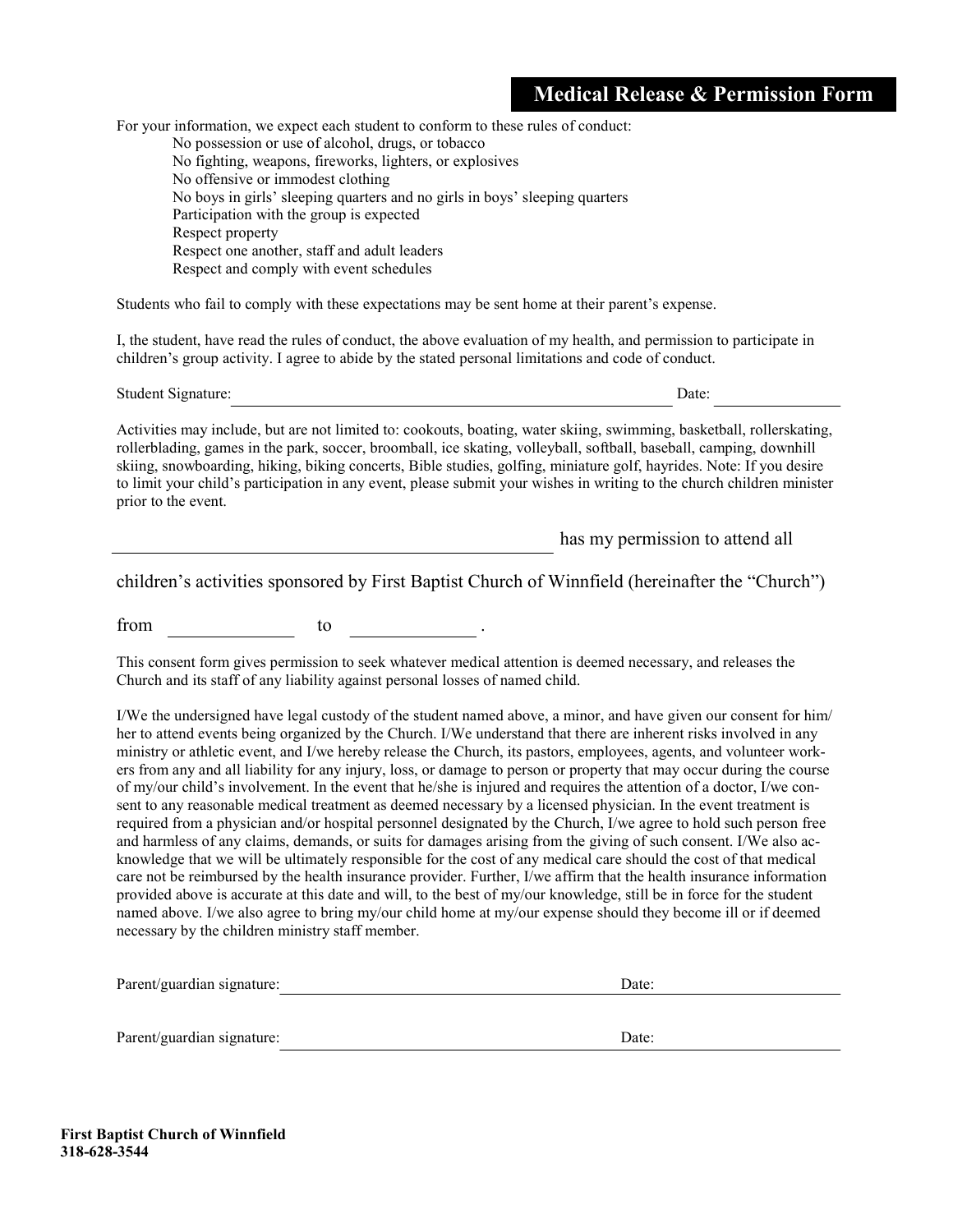# Medical Release & Permission Form

For your information, we expect each student to conform to these rules of conduct:

- No possession or use of alcohol, drugs, or tobacco
- No fighting, weapons, fireworks, lighters, or explosives
- No offensive or immodest clothing
- No boys in girls' sleeping quarters and no girls in boys' sleeping quarters
- Participation with the group is expected
- Respect property
- Respect one another, staff and adult leaders
- Respect and comply with event schedules

Students who fail to comply with these expectations may be sent home at their parent's expense.

I, the student, have read the rules of conduct, the above evaluation of my health, and permission to participate in children's group activity. I agree to abide by the stated personal limitations and code of conduct.

Student Signature:______________________________________________ Date: ______________

Activities may include, but are not limited to: cookouts, boating, water skiing, swimming, basketball, rollerskating, rollerblading, games in the park, soccer, broomball, ice skating, volleyball, softball, baseball, camping, downhill skiing, snowboarding, hiking, biking concerts, Bible studies, golfing, miniature golf, hayrides. Note: If you desire to limit your child's participation in any event, please submit your wishes in writing to the church children minister prior to the event.

________________________________________________ has my permission to attend all

children's activities sponsored by First Baptist Church of Winnfield (hereinafter the "Church")

from ______________ to ______________ .

This consent form gives permission to seek whatever medical attention is deemed necessary, and releases the Church and its staff of any liability against personal losses of named child.

I/We the undersigned have legal custody of the student named above, a minor, and have given our consent for him/her to attend events being organized by the Church. I/We understand that there are inherent risks involved in any ministry or athletic event, and I/we hereby release the Church, its pastors, employees, agents, and volunteer workers from any and all liability for any injury, loss, or damage to person or property that may occur during the course of my/our child's involvement. In the event that he/she is injured and requires the attention of a doctor, I/we consent to any reasonable medical treatment as deemed necessary by a licensed physician. In the event treatment is required from a physician and/or hospital personnel designated by the Church, I/we agree to hold such person free and harmless of any claims, demands, or suits for damages arising from the giving of such consent. I/We also acknowledge that we will be ultimately responsible for the cost of any medical care should the cost of that medical care not be reimbursed by the health insurance provider. Further, I/we affirm that the health insurance information provided above is accurate at this date and will, to the best of my/our knowledge, still be in force for the student named above. I/we also agree to bring my/our child home at my/our expense should they become ill or if deemed necessary by the children ministry staff member.

Parent/guardian signature:______________________________________ Date: ______________________

Parent/guardian signature:______________________________________ Date: ______________________

**First Baptist Church of Winnfield**
**318-628-3544**